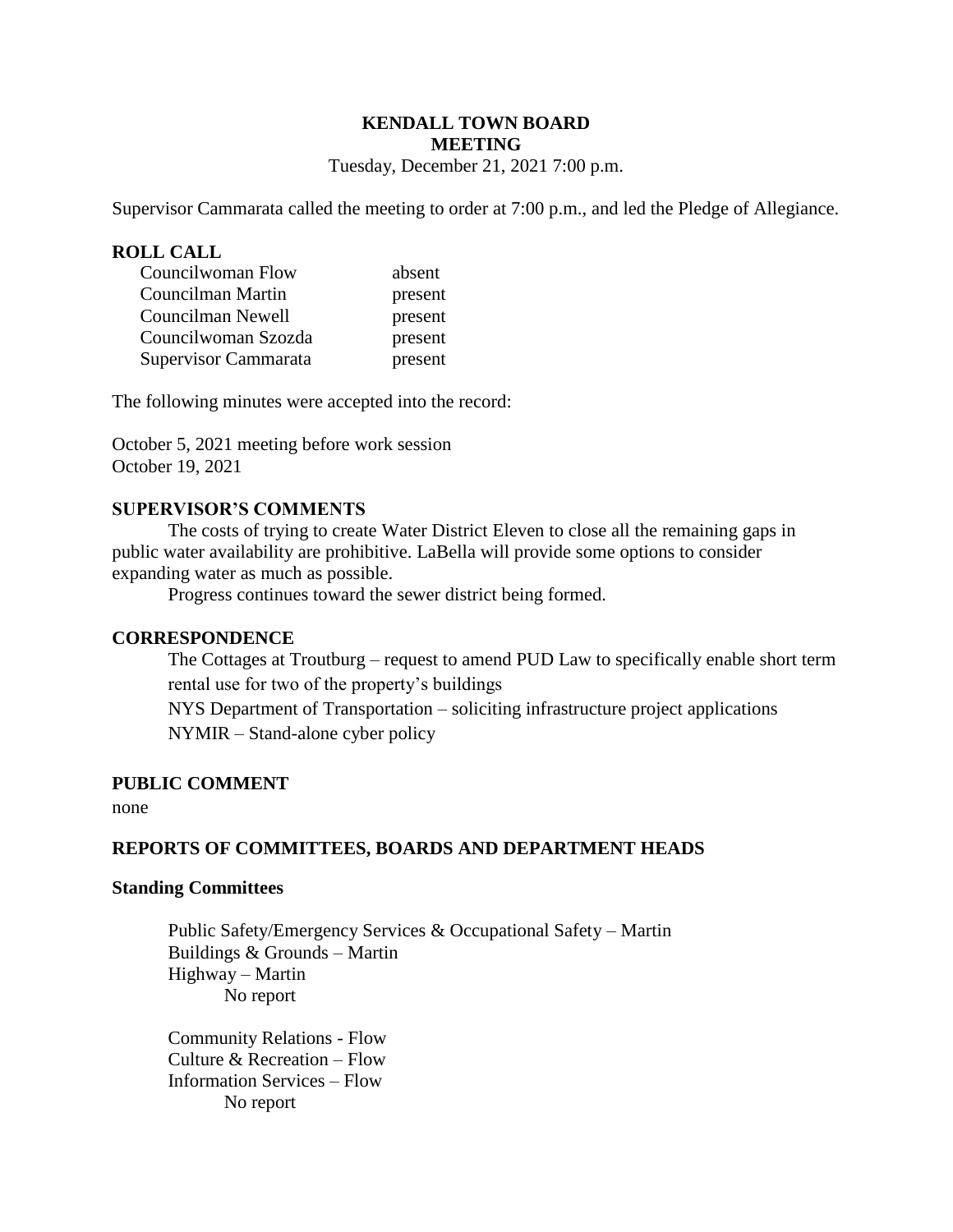**KENDALL TOWN BOARD MEETING**

Tuesday, December 21, 2021 7:00 p.m.

Supervisor Cammarata called the meeting to order at 7:00 p.m., and led the Pledge of Allegiance.

## ROLL CALL

| | |
|---|---|
| Councilwoman Flow | absent |
| Councilman Martin | present |
| Councilman Newell | present |
| Councilwoman Szozda | present |
| Supervisor Cammarata | present |

The following minutes were accepted into the record:

October 5, 2021 meeting before work session
October 19, 2021

## SUPERVISOR'S COMMENTS

The costs of trying to create Water District Eleven to close all the remaining gaps in public water availability are prohibitive. LaBella will provide some options to consider expanding water as much as possible.

Progress continues toward the sewer district being formed.

## CORRESPONDENCE

The Cottages at Troutburg – request to amend PUD Law to specifically enable short term rental use for two of the property's buildings

NYS Department of Transportation – soliciting infrastructure project applications

NYMIR – Stand-alone cyber policy

## PUBLIC COMMENT

none

## REPORTS OF COMMITTEES, BOARDS AND DEPARTMENT HEADS

### Standing Committees

Public Safety/Emergency Services & Occupational Safety – Martin
Buildings & Grounds – Martin
Highway – Martin
No report

Community Relations - Flow
Culture & Recreation – Flow
Information Services – Flow
No report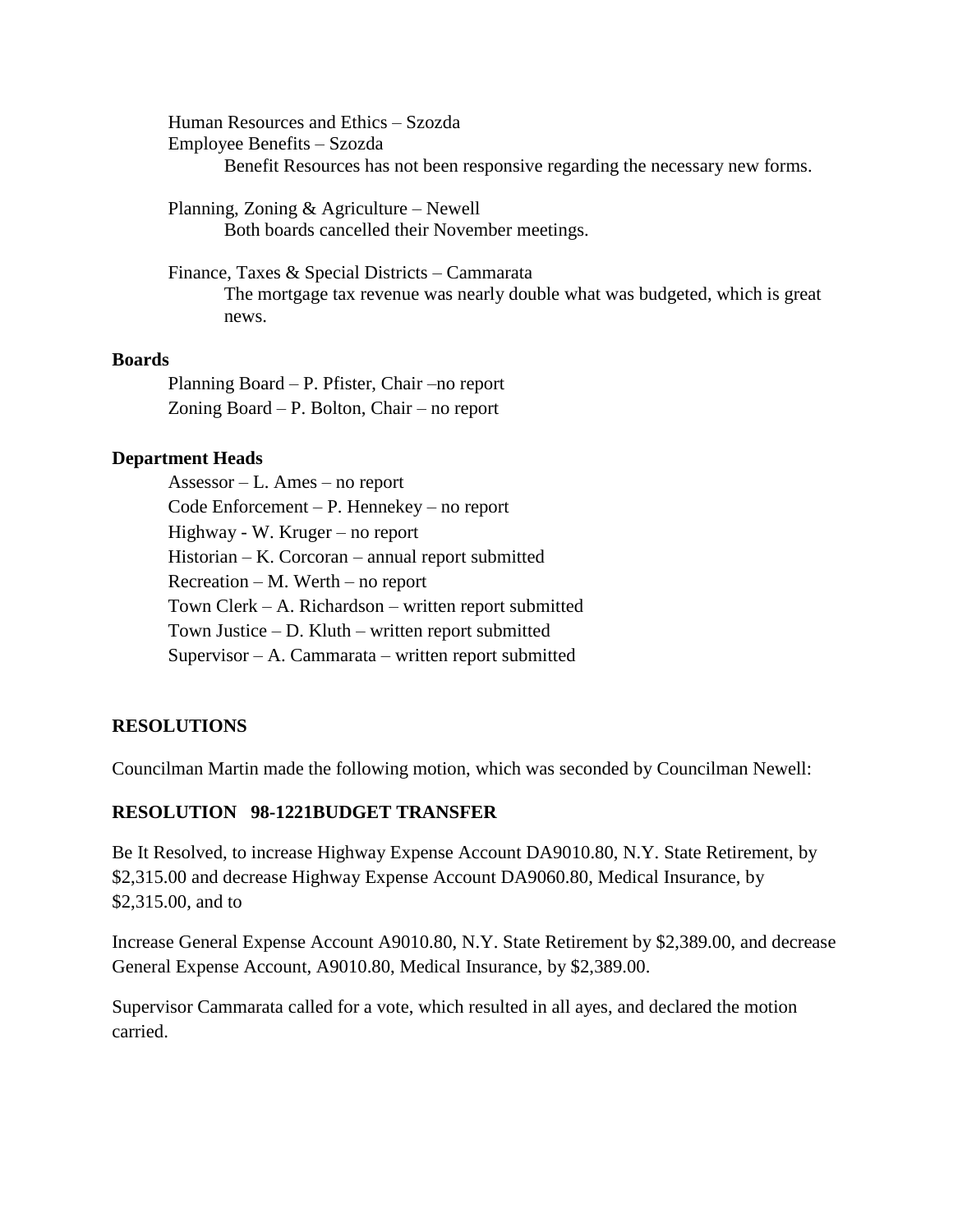Human Resources and Ethics – Szozda

Employee Benefits – Szozda

Benefit Resources has not been responsive regarding the necessary new forms.

Planning, Zoning & Agriculture – Newell

Both boards cancelled their November meetings.

Finance, Taxes & Special Districts – Cammarata

The mortgage tax revenue was nearly double what was budgeted, which is great news.

**Boards**

Planning Board – P. Pfister, Chair –no report

Zoning Board – P. Bolton, Chair – no report

**Department Heads**

Assessor – L. Ames – no report

Code Enforcement – P. Hennekey – no report

Highway - W. Kruger – no report

Historian – K. Corcoran – annual report submitted

Recreation – M. Werth – no report

Town Clerk – A. Richardson – written report submitted

Town Justice – D. Kluth – written report submitted

Supervisor – A. Cammarata – written report submitted

**RESOLUTIONS**

Councilman Martin made the following motion, which was seconded by Councilman Newell:

**RESOLUTION 98-1221BUDGET TRANSFER**

Be It Resolved, to increase Highway Expense Account DA9010.80, N.Y. State Retirement, by $2,315.00 and decrease Highway Expense Account DA9060.80, Medical Insurance, by $2,315.00, and to

Increase General Expense Account A9010.80, N.Y. State Retirement by $2,389.00, and decrease General Expense Account, A9010.80, Medical Insurance, by $2,389.00.

Supervisor Cammarata called for a vote, which resulted in all ayes, and declared the motion carried.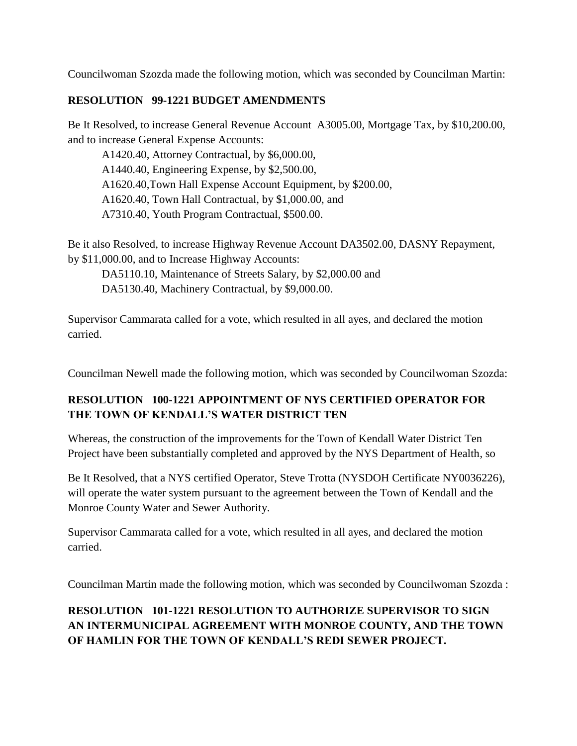Councilwoman Szozda made the following motion, which was seconded by Councilman Martin:

**RESOLUTION 99-1221 BUDGET AMENDMENTS**

Be It Resolved, to increase General Revenue Account A3005.00, Mortgage Tax, by $10,200.00, and to increase General Expense Accounts:

A1420.40, Attorney Contractual, by $6,000.00,
A1440.40, Engineering Expense, by $2,500.00,
A1620.40,Town Hall Expense Account Equipment, by $200.00,
A1620.40, Town Hall Contractual, by $1,000.00, and
A7310.40, Youth Program Contractual, $500.00.

Be it also Resolved, to increase Highway Revenue Account DA3502.00, DASNY Repayment, by $11,000.00, and to Increase Highway Accounts:

DA5110.10, Maintenance of Streets Salary, by $2,000.00 and
DA5130.40, Machinery Contractual, by $9,000.00.

Supervisor Cammarata called for a vote, which resulted in all ayes, and declared the motion carried.

Councilman Newell made the following motion, which was seconded by Councilwoman Szozda:

**RESOLUTION 100-1221 APPOINTMENT OF NYS CERTIFIED OPERATOR FOR THE TOWN OF KENDALL'S WATER DISTRICT TEN**

Whereas, the construction of the improvements for the Town of Kendall Water District Ten Project have been substantially completed and approved by the NYS Department of Health, so

Be It Resolved, that a NYS certified Operator, Steve Trotta (NYSDOH Certificate NY0036226), will operate the water system pursuant to the agreement between the Town of Kendall and the Monroe County Water and Sewer Authority.

Supervisor Cammarata called for a vote, which resulted in all ayes, and declared the motion carried.

Councilman Martin made the following motion, which was seconded by Councilwoman Szozda :

**RESOLUTION 101-1221 RESOLUTION TO AUTHORIZE SUPERVISOR TO SIGN AN INTERMUNICIPAL AGREEMENT WITH MONROE COUNTY, AND THE TOWN OF HAMLIN FOR THE TOWN OF KENDALL'S REDI SEWER PROJECT.**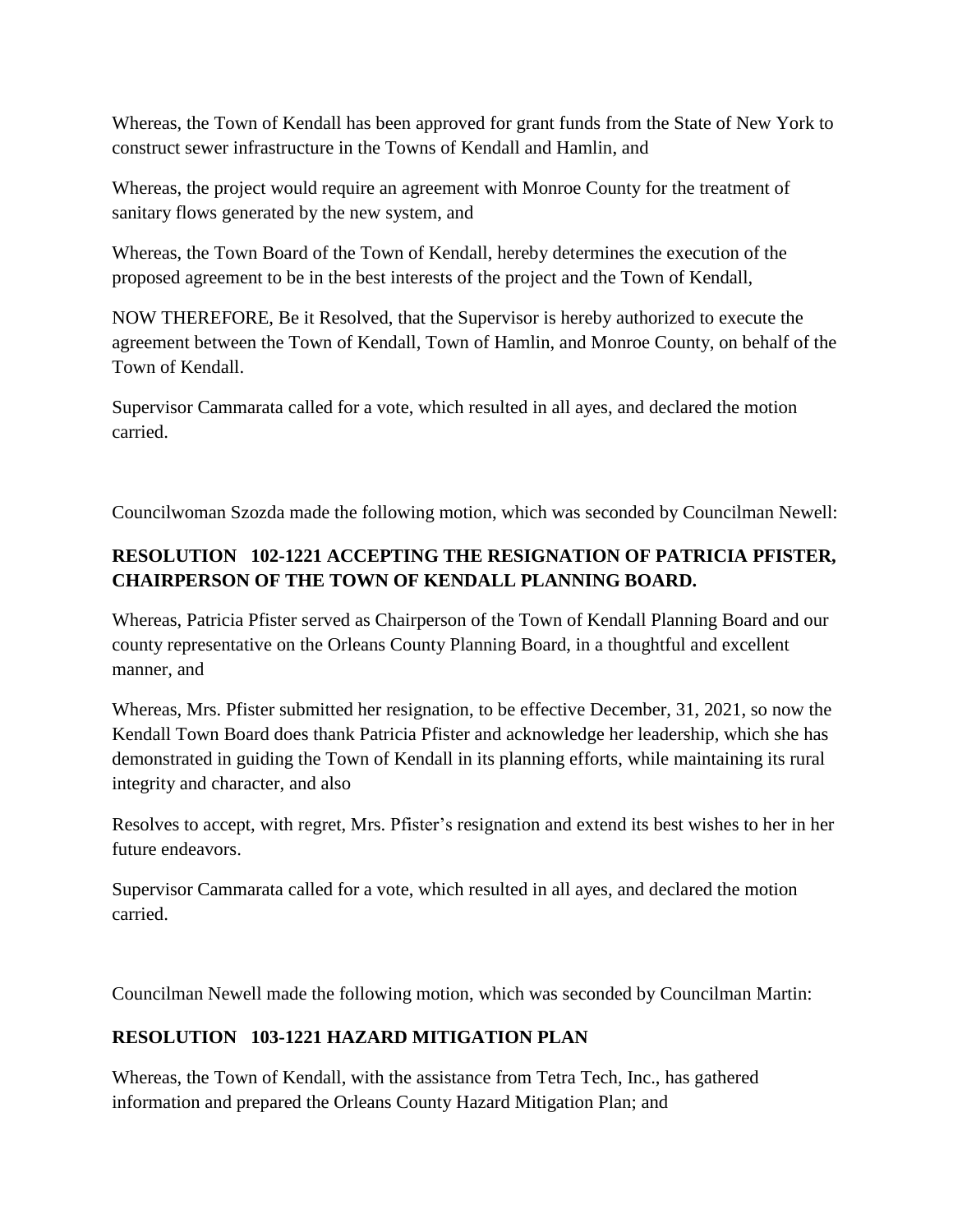Whereas, the Town of Kendall has been approved for grant funds from the State of New York to construct sewer infrastructure in the Towns of Kendall and Hamlin, and

Whereas, the project would require an agreement with Monroe County for the treatment of sanitary flows generated by the new system, and

Whereas, the Town Board of the Town of Kendall, hereby determines the execution of the proposed agreement to be in the best interests of the project and the Town of Kendall,

NOW THEREFORE, Be it Resolved, that the Supervisor is hereby authorized to execute the agreement between the Town of Kendall, Town of Hamlin, and Monroe County, on behalf of the Town of Kendall.

Supervisor Cammarata called for a vote, which resulted in all ayes, and declared the motion carried.

Councilwoman Szozda made the following motion, which was seconded by Councilman Newell:

**RESOLUTION 102-1221 ACCEPTING THE RESIGNATION OF PATRICIA PFISTER, CHAIRPERSON OF THE TOWN OF KENDALL PLANNING BOARD.**

Whereas, Patricia Pfister served as Chairperson of the Town of Kendall Planning Board and our county representative on the Orleans County Planning Board, in a thoughtful and excellent manner, and

Whereas, Mrs. Pfister submitted her resignation, to be effective December, 31, 2021, so now the Kendall Town Board does thank Patricia Pfister and acknowledge her leadership, which she has demonstrated in guiding the Town of Kendall in its planning efforts, while maintaining its rural integrity and character, and also

Resolves to accept, with regret, Mrs. Pfister's resignation and extend its best wishes to her in her future endeavors.

Supervisor Cammarata called for a vote, which resulted in all ayes, and declared the motion carried.

Councilman Newell made the following motion, which was seconded by Councilman Martin:

**RESOLUTION 103-1221 HAZARD MITIGATION PLAN**

Whereas, the Town of Kendall, with the assistance from Tetra Tech, Inc., has gathered information and prepared the Orleans County Hazard Mitigation Plan; and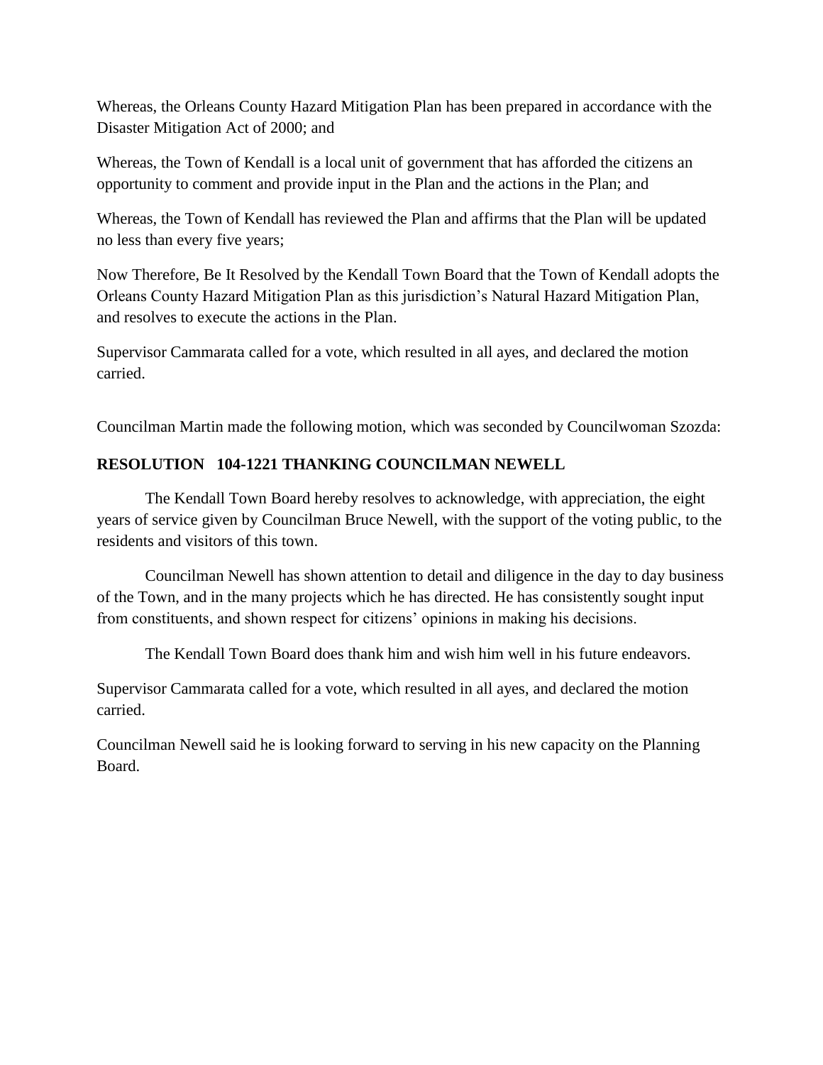Whereas, the Orleans County Hazard Mitigation Plan has been prepared in accordance with the Disaster Mitigation Act of 2000; and

Whereas, the Town of Kendall is a local unit of government that has afforded the citizens an opportunity to comment and provide input in the Plan and the actions in the Plan; and

Whereas, the Town of Kendall has reviewed the Plan and affirms that the Plan will be updated no less than every five years;

Now Therefore, Be It Resolved by the Kendall Town Board that the Town of Kendall adopts the Orleans County Hazard Mitigation Plan as this jurisdiction's Natural Hazard Mitigation Plan, and resolves to execute the actions in the Plan.

Supervisor Cammarata called for a vote, which resulted in all ayes, and declared the motion carried.

Councilman Martin made the following motion, which was seconded by Councilwoman Szozda:

**RESOLUTION 104-1221 THANKING COUNCILMAN NEWELL**

The Kendall Town Board hereby resolves to acknowledge, with appreciation, the eight years of service given by Councilman Bruce Newell, with the support of the voting public, to the residents and visitors of this town.

Councilman Newell has shown attention to detail and diligence in the day to day business of the Town, and in the many projects which he has directed. He has consistently sought input from constituents, and shown respect for citizens' opinions in making his decisions.

The Kendall Town Board does thank him and wish him well in his future endeavors.

Supervisor Cammarata called for a vote, which resulted in all ayes, and declared the motion carried.

Councilman Newell said he is looking forward to serving in his new capacity on the Planning Board.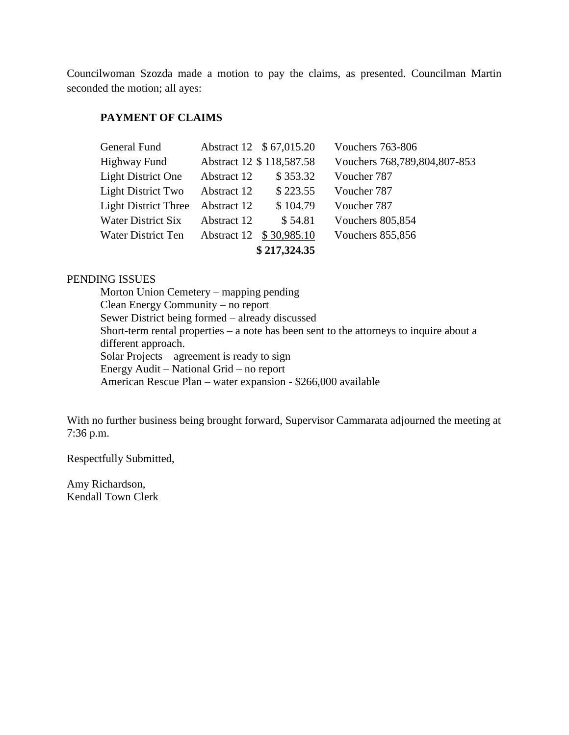Councilwoman Szozda made a motion to pay the claims, as presented. Councilman Martin seconded the motion; all ayes:

**PAYMENT OF CLAIMS**

| | | | |
|---|---|---|---|
| General Fund | Abstract 12 | $ 67,015.20 | Vouchers 763-806 |
| Highway Fund | Abstract 12 | $ 118,587.58 | Vouchers 768,789,804,807-853 |
| Light District One | Abstract 12 | $ 353.32 | Voucher 787 |
| Light District Two | Abstract 12 | $ 223.55 | Voucher 787 |
| Light District Three | Abstract 12 | $ 104.79 | Voucher 787 |
| Water District Six | Abstract 12 | $ 54.81 | Vouchers 805,854 |
| Water District Ten | Abstract 12 | $ 30,985.10 | Vouchers 855,856 |
| | | **$ 217,324.35** | |

PENDING ISSUES

Morton Union Cemetery – mapping pending
Clean Energy Community – no report
Sewer District being formed – already discussed
Short-term rental properties – a note has been sent to the attorneys to inquire about a different approach.
Solar Projects – agreement is ready to sign
Energy Audit – National Grid – no report
American Rescue Plan – water expansion - $266,000 available

With no further business being brought forward, Supervisor Cammarata adjourned the meeting at 7:36 p.m.

Respectfully Submitted,

Amy Richardson,
Kendall Town Clerk